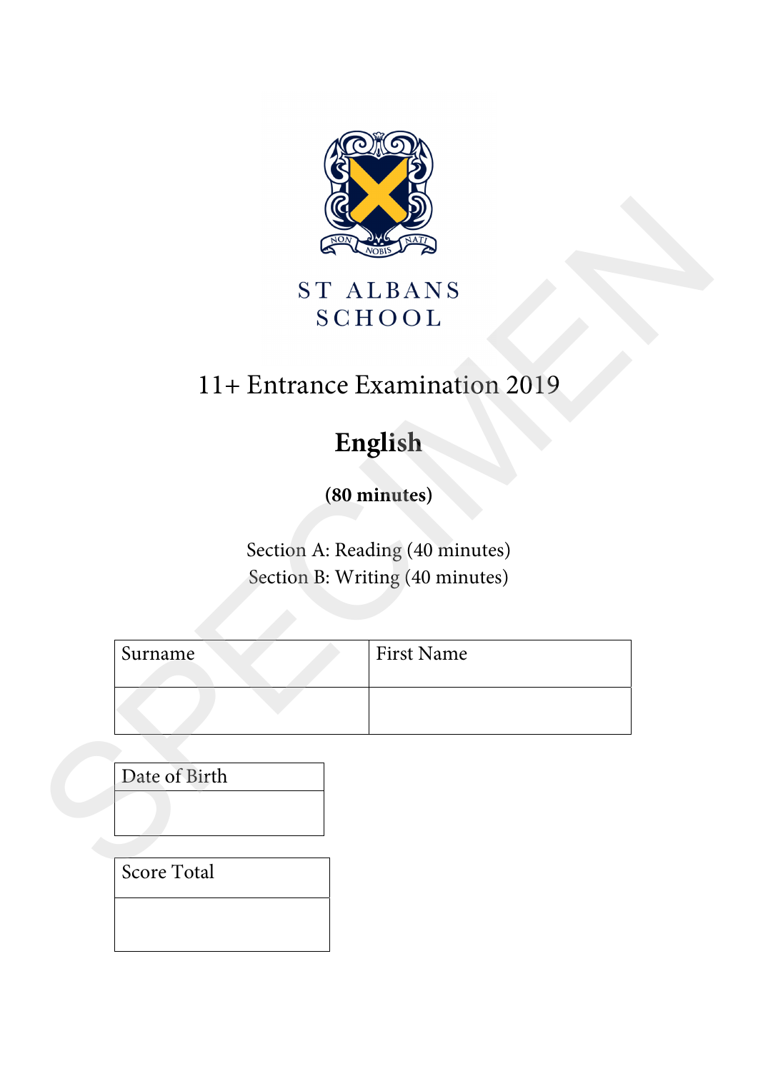ST ALBANS SCHOOL

# 11+ Entrance Examination 2019

## English

**(80 minutes)**

Section A: Reading (40 minutes)
Section B: Writing (40 minutes)

| Surname | First Name |
|---|---|
| | |

| Date of Birth |
|---|
| |

| Score Total |
|---|
| |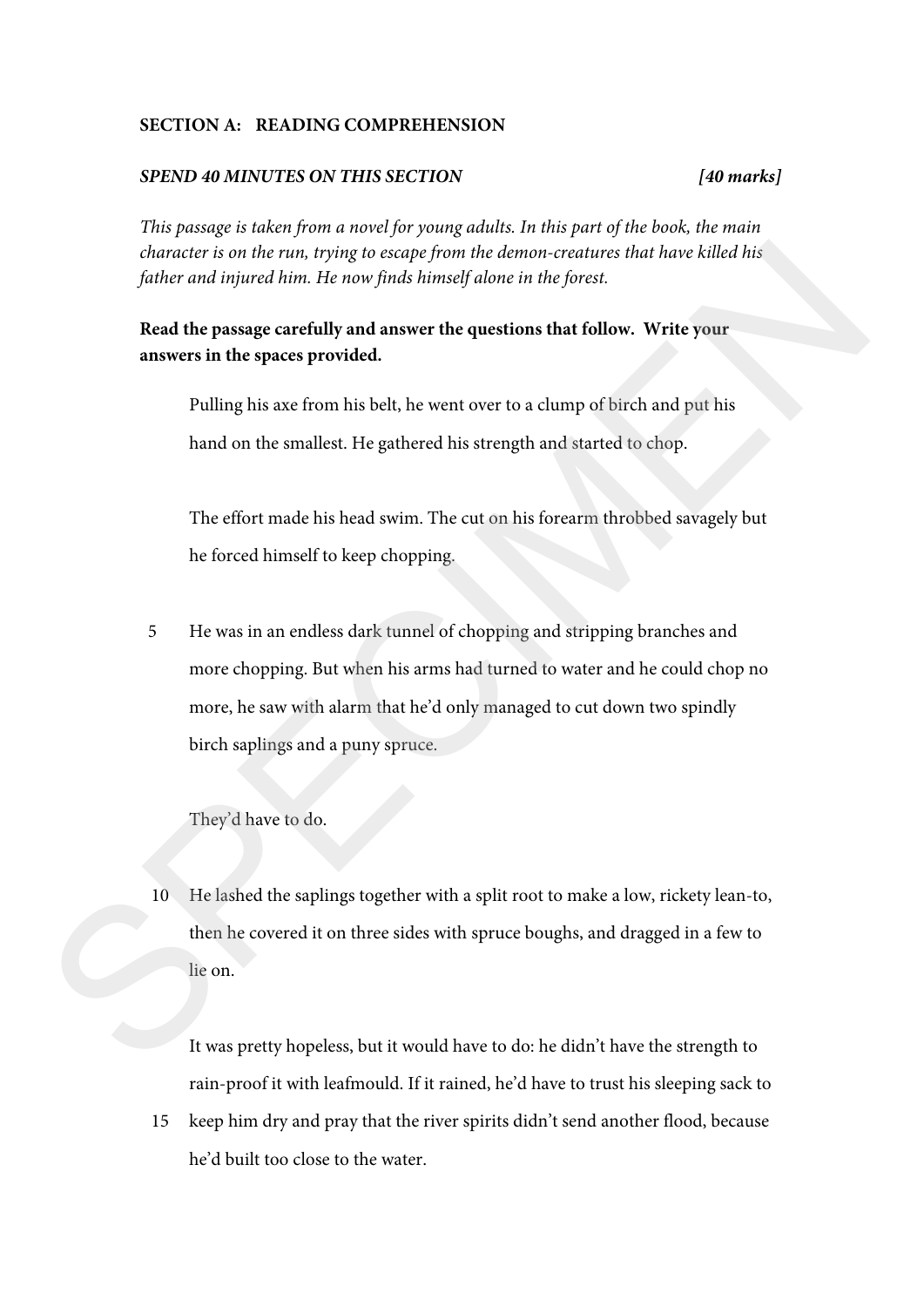**SECTION A: READING COMPREHENSION**

***SPEND 40 MINUTES ON THIS SECTION*** **[40 marks]**

*This passage is taken from a novel for young adults. In this part of the book, the main character is on the run, trying to escape from the demon-creatures that have killed his father and injured him. He now finds himself alone in the forest.*

**Read the passage carefully and answer the questions that follow. Write your answers in the spaces provided.**

Pulling his axe from his belt, he went over to a clump of birch and put his hand on the smallest. He gathered his strength and started to chop.

The effort made his head swim. The cut on his forearm throbbed savagely but he forced himself to keep chopping.

5 He was in an endless dark tunnel of chopping and stripping branches and more chopping. But when his arms had turned to water and he could chop no more, he saw with alarm that he'd only managed to cut down two spindly birch saplings and a puny spruce.

They'd have to do.

10 He lashed the saplings together with a split root to make a low, rickety lean-to, then he covered it on three sides with spruce boughs, and dragged in a few to lie on.

It was pretty hopeless, but it would have to do: he didn't have the strength to rain-proof it with leafmould. If it rained, he'd have to trust his sleeping sack to

15 keep him dry and pray that the river spirits didn't send another flood, because he'd built too close to the water.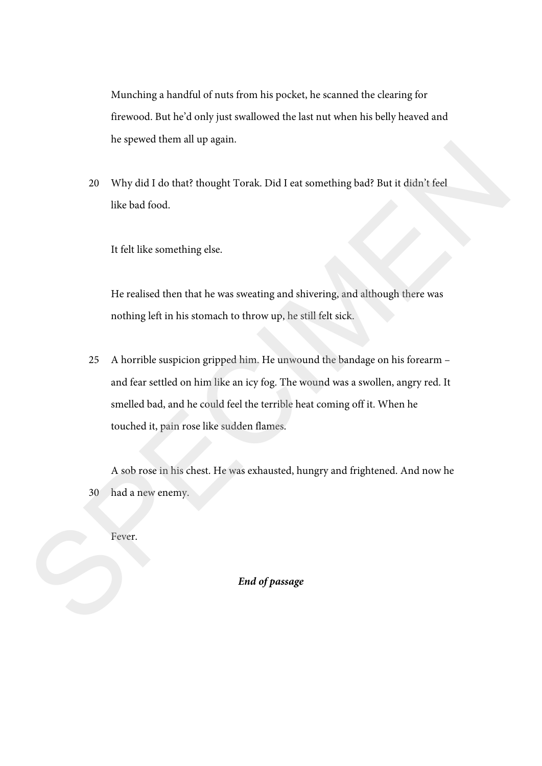Munching a handful of nuts from his pocket, he scanned the clearing for firewood. But he'd only just swallowed the last nut when his belly heaved and he spewed them all up again.

20 Why did I do that? thought Torak. Did I eat something bad? But it didn't feel like bad food.

It felt like something else.

He realised then that he was sweating and shivering, and although there was nothing left in his stomach to throw up, he still felt sick.

25 A horrible suspicion gripped him. He unwound the bandage on his forearm – and fear settled on him like an icy fog. The wound was a swollen, angry red. It smelled bad, and he could feel the terrible heat coming off it. When he touched it, pain rose like sudden flames.

A sob rose in his chest. He was exhausted, hungry and frightened. And now he 30 had a new enemy.

Fever.

***End of passage***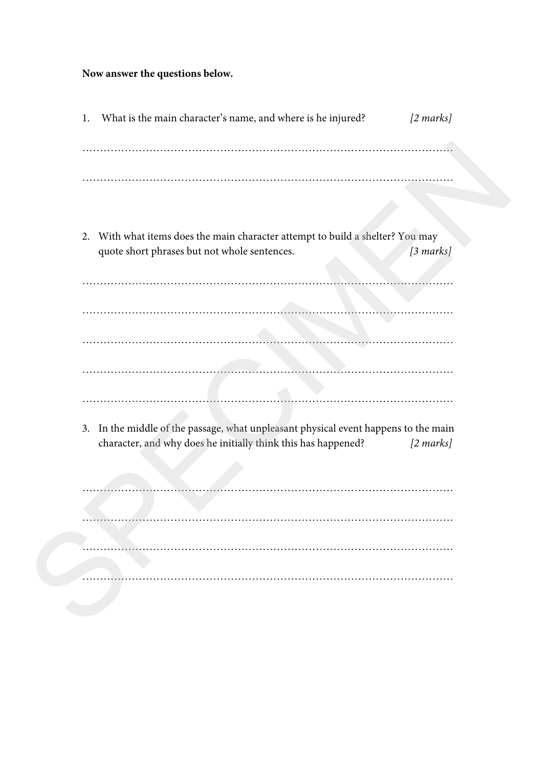**Now answer the questions below.**

1. What is the main character's name, and where is he injured? *[2 marks]*

…………………………………………………………………………………………………

…………………………………………………………………………………………………

2. With what items does the main character attempt to build a shelter? You may quote short phrases but not whole sentences. *[3 marks]*

…………………………………………………………………………………………………

…………………………………………………………………………………………………

…………………………………………………………………………………………………

…………………………………………………………………………………………………

…………………………………………………………………………………………………

3. In the middle of the passage, what unpleasant physical event happens to the main character, and why does he initially think this has happened? *[2 marks]*

…………………………………………………………………………………………………

…………………………………………………………………………………………………

…………………………………………………………………………………………………

…………………………………………………………………………………………………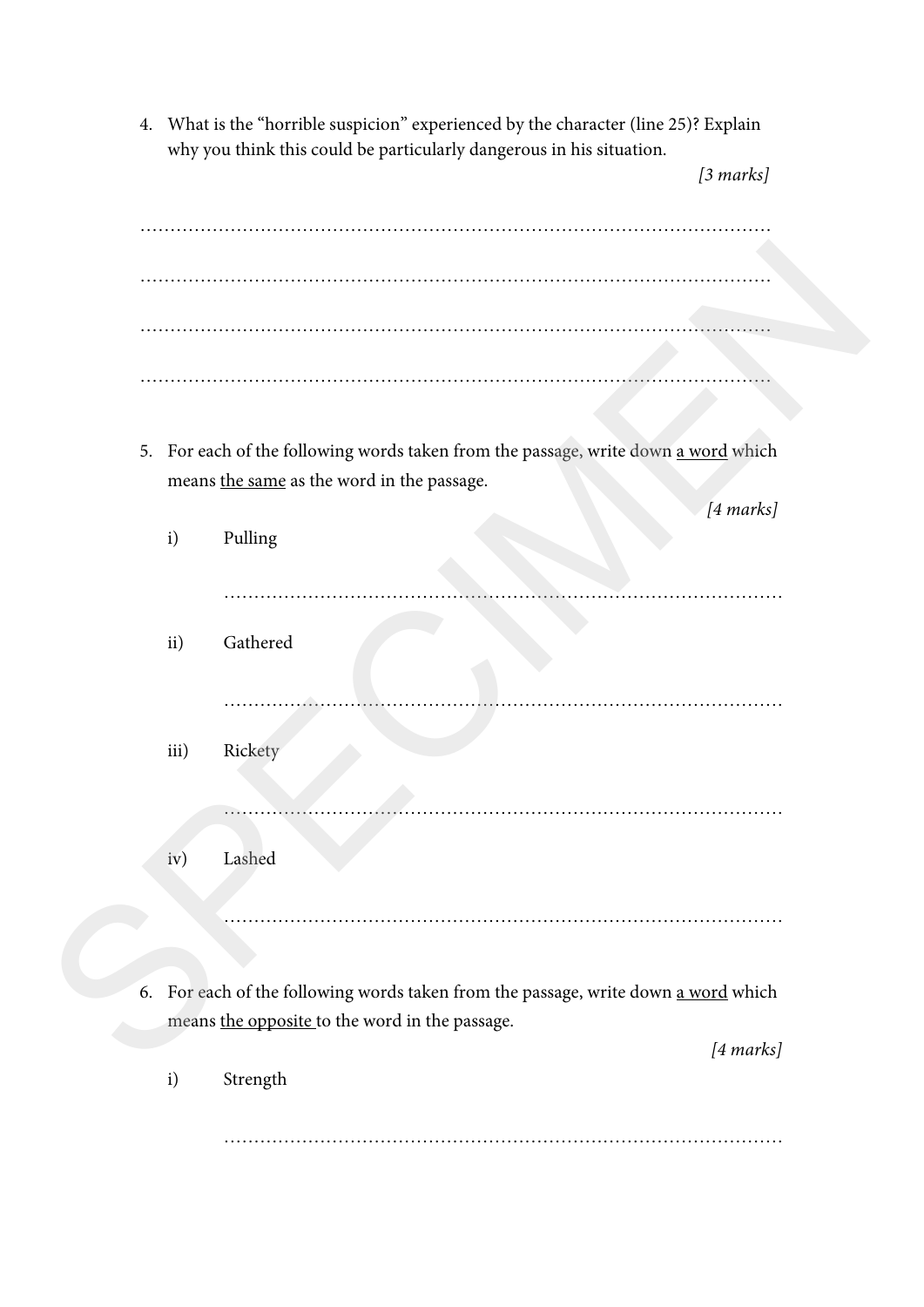4. What is the "horrible suspicion" experienced by the character (line 25)? Explain why you think this could be particularly dangerous in his situation.

*[3 marks]*

…………………………………………………………………………………………

…………………………………………………………………………………………

…………………………………………………………………………………………

…………………………………………………………………………………………

5. For each of the following words taken from the passage, write down <u>a word</u> which means <u>the same</u> as the word in the passage.

*[4 marks]*

i) Pulling

…………………………………………………………………………………

ii) Gathered

…………………………………………………………………………………

iii) Rickety

…………………………………………………………………………………

iv) Lashed

…………………………………………………………………………………

6. For each of the following words taken from the passage, write down <u>a word</u> which means <u>the opposite</u> to the word in the passage.

*[4 marks]*

i) Strength

…………………………………………………………………………………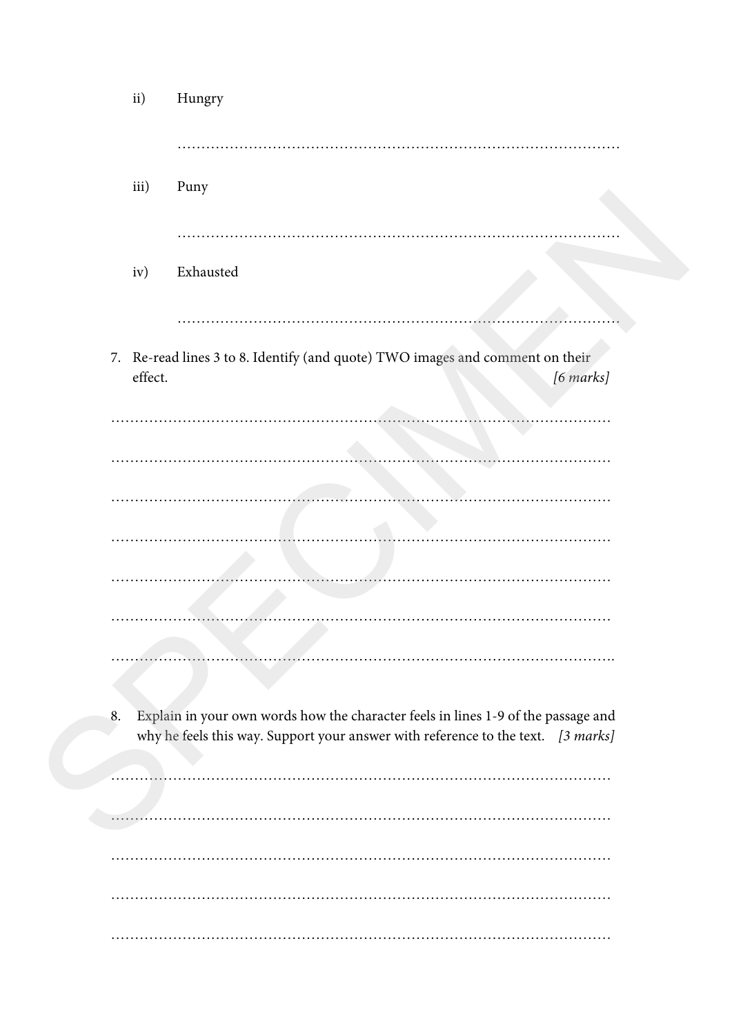ii) Hungry

…………………………………………………………………………………

iii) Puny

…………………………………………………………………………………

iv) Exhausted

…………………………………………………………………………………

7. Re-read lines 3 to 8. Identify (and quote) TWO images and comment on their effect. *[6 marks]*

…………………………………………………………………………………………

…………………………………………………………………………………………

…………………………………………………………………………………………

…………………………………………………………………………………………

…………………………………………………………………………………………

…………………………………………………………………………………………

…………………………………………………………………………………………

8. Explain in your own words how the character feels in lines 1-9 of the passage and why he feels this way. Support your answer with reference to the text. *[3 marks]*

…………………………………………………………………………………………

…………………………………………………………………………………………

…………………………………………………………………………………………

…………………………………………………………………………………………

…………………………………………………………………………………………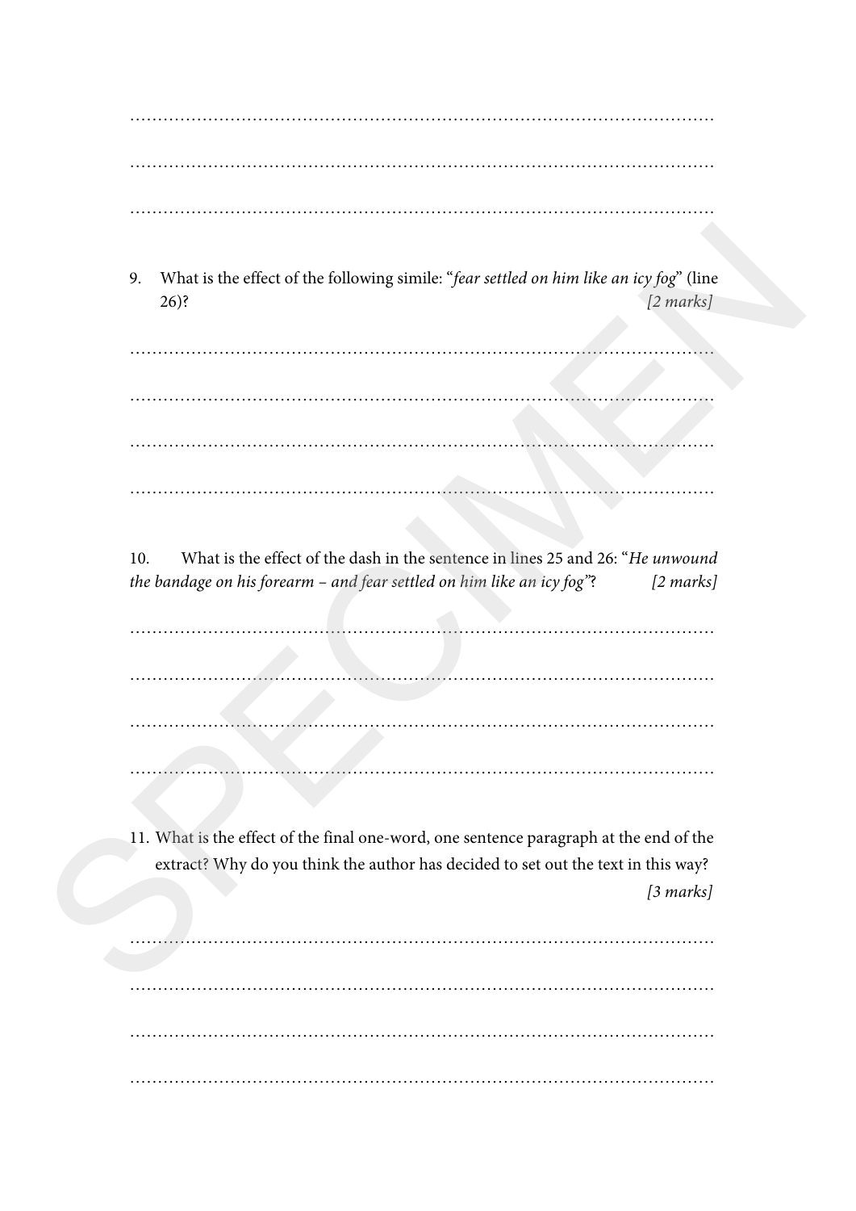………………………………………………………………………………………………

………………………………………………………………………………………………

………………………………………………………………………………………………

9. What is the effect of the following simile: "*fear settled on him like an icy fog*" (line 26)? *[2 marks]*

………………………………………………………………………………………………

………………………………………………………………………………………………

………………………………………………………………………………………………

………………………………………………………………………………………………

10. What is the effect of the dash in the sentence in lines 25 and 26: "*He unwound the bandage on his forearm – and fear settled on him like an icy fog*"? *[2 marks]*

………………………………………………………………………………………………

………………………………………………………………………………………………

………………………………………………………………………………………………

………………………………………………………………………………………………

11. What is the effect of the final one-word, one sentence paragraph at the end of the extract? Why do you think the author has decided to set out the text in this way? *[3 marks]*

………………………………………………………………………………………………

………………………………………………………………………………………………

………………………………………………………………………………………………

………………………………………………………………………………………………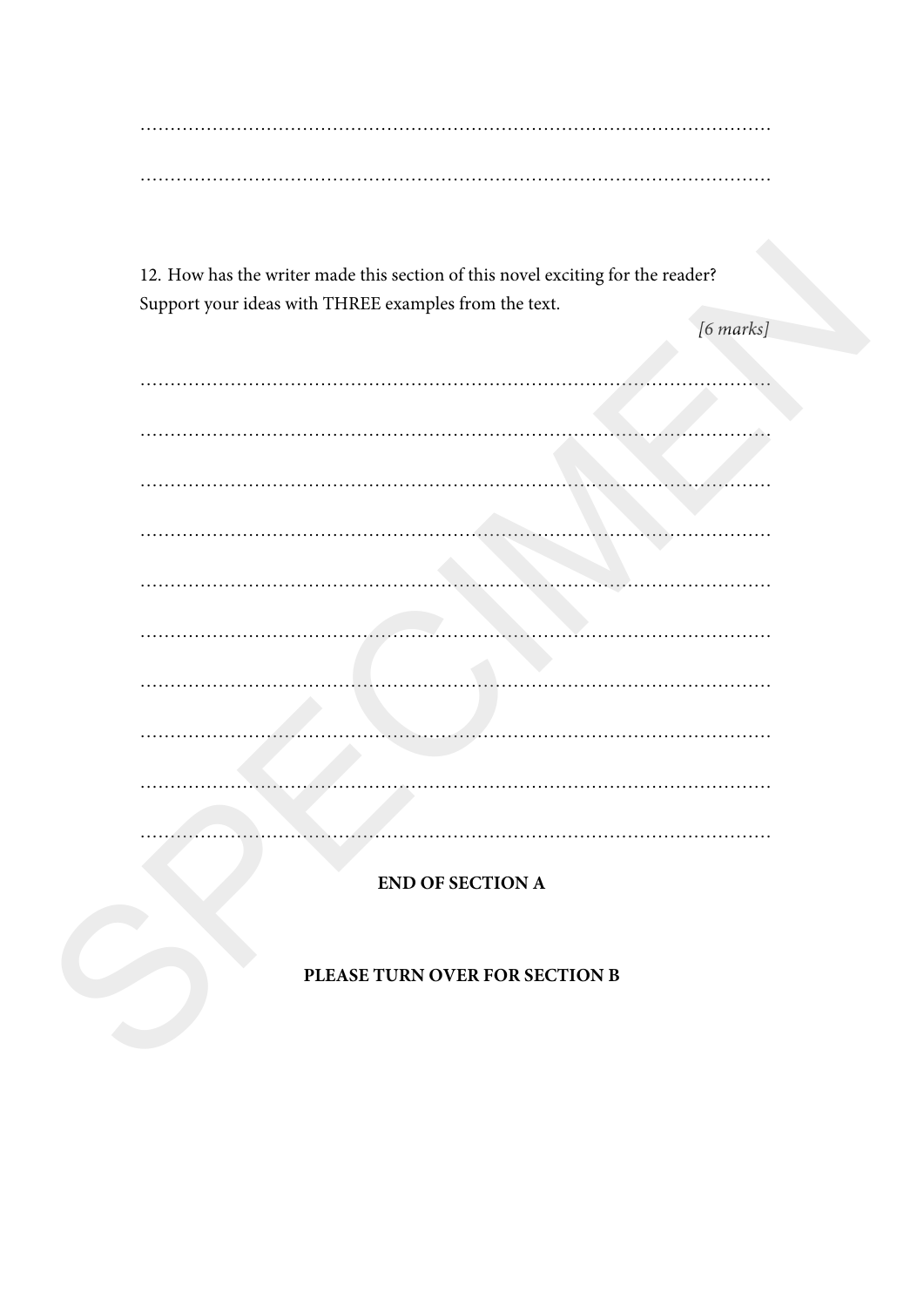12. How has the writer made this section of this novel exciting for the reader? Support your ideas with THREE examples from the text.

*[6 marks]*

**END OF SECTION A**

**PLEASE TURN OVER FOR SECTION B**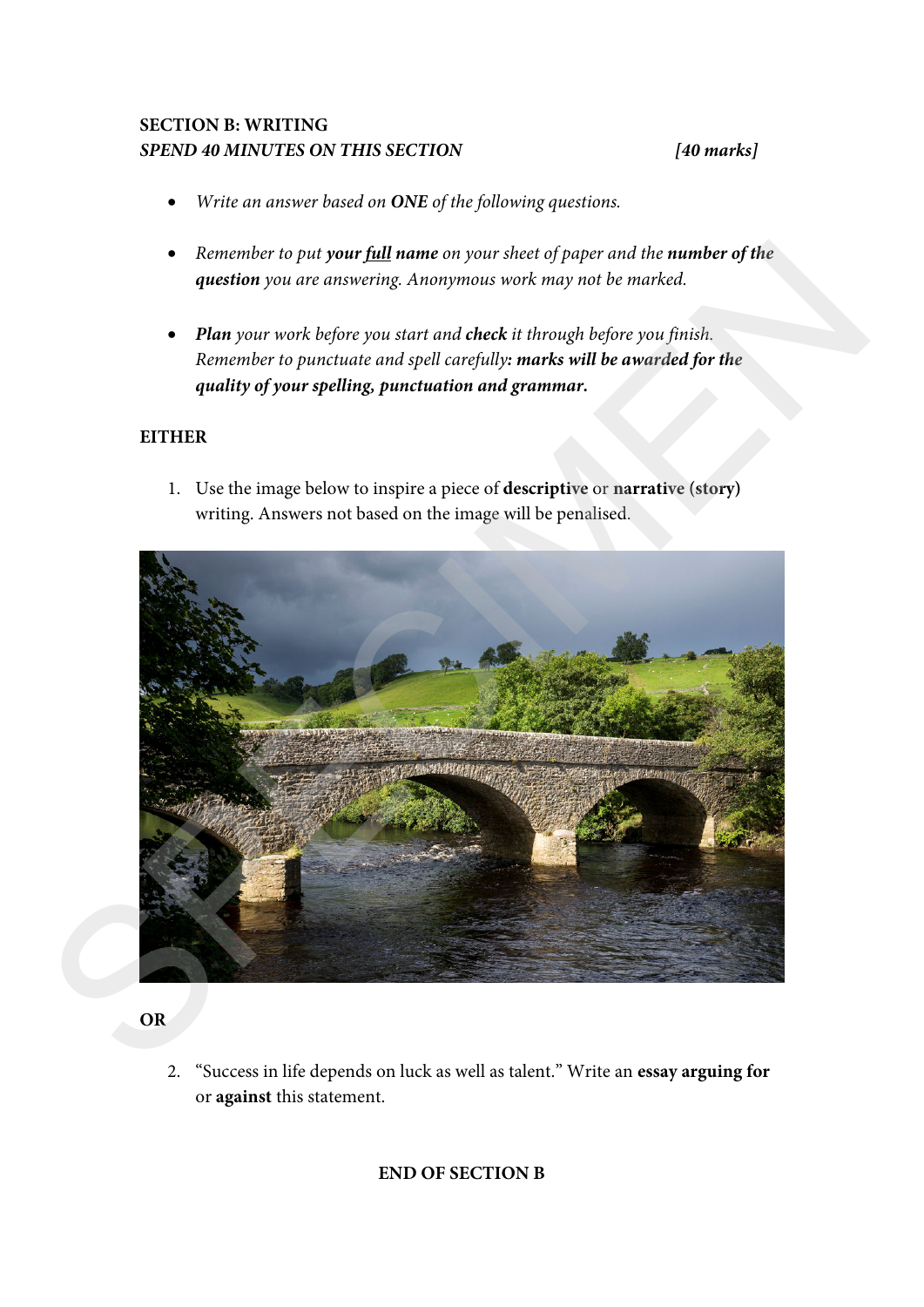**SECTION B: WRITING**
***SPEND 40 MINUTES ON THIS SECTION*** ***[40 marks]***

- *Write an answer based on* ***ONE*** *of the following questions.*

- *Remember to put* ***your full name*** *on your sheet of paper and the* ***number of the question*** *you are answering. Anonymous work may not be marked.*

- ***Plan*** *your work before you start and* ***check*** *it through before you finish. Remember to punctuate and spell carefully****: marks will be awarded for the quality of your spelling, punctuation and grammar.***

**EITHER**

1. Use the image below to inspire a piece of **descriptive** or **narrative (story)** writing. Answers not based on the image will be penalised.

**OR**

2. "Success in life depends on luck as well as talent." Write an **essay arguing for** or **against** this statement.

**END OF SECTION B**